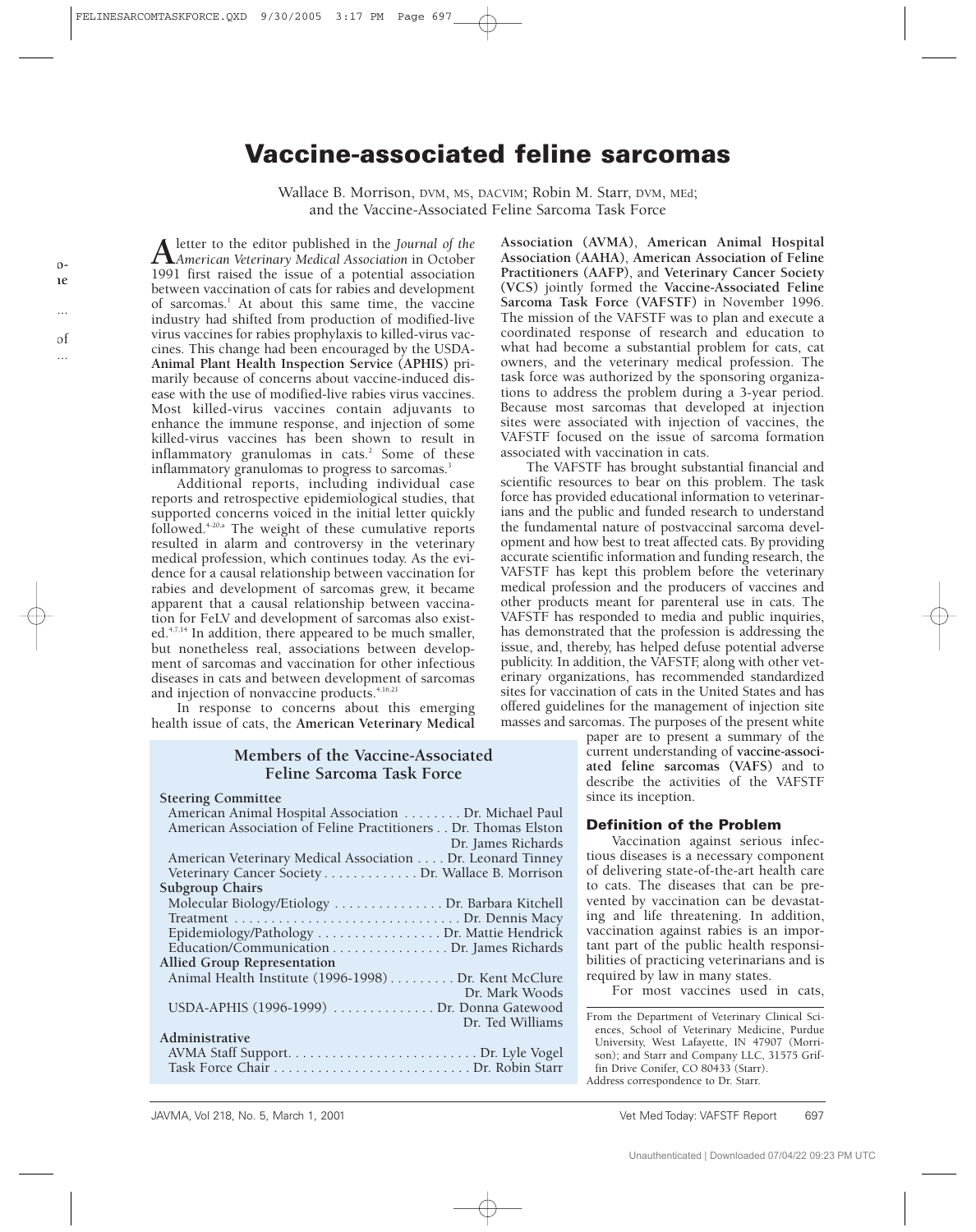# Vaccine-associated feline sarcomas

Wallace B. Morrison, DVM, MS, DACVIM; Robin M. Starr, DVM, MEd; and the Vaccine-Associated Feline Sarcoma Task Force

A letter to the editor published in the *Journal of the American Veterinary Medical Association* in October 1991 first raised the issue of a potential association between vaccination of cats for rabies and development of sarcomas.[1] At about this same time, the vaccine industry had shifted from production of modified-live virus vaccines for rabies prophylaxis to killed-virus vaccines. This change had been encouraged by the USDA-**Animal Plant Health Inspection Service (APHIS)** primarily because of concerns about vaccine-induced disease with the use of modified-live rabies virus vaccines. Most killed-virus vaccines contain adjuvants to enhance the immune response, and injection of some killed-virus vaccines has been shown to result in inflammatory granulomas in cats.[2] Some of these inflammatory granulomas to progress to sarcomas.[3]

Additional reports, including individual case reports and retrospective epidemiological studies, that supported concerns voiced in the initial letter quickly followed.[4-20,a] The weight of these cumulative reports resulted in alarm and controversy in the veterinary medical profession, which continues today. As the evidence for a causal relationship between vaccination for rabies and development of sarcomas grew, it became apparent that a causal relationship between vaccination for FeLV and development of sarcomas also existed.[4,7,14] In addition, there appeared to be much smaller, but nonetheless real, associations between development of sarcomas and vaccination for other infectious diseases in cats and between development of sarcomas and injection of nonvaccine products.[4,16,21]

In response to concerns about this emerging health issue of cats, the **American Veterinary Medical Association (AVMA)**, **American Animal Hospital Association (AAHA)**, **American Association of Feline Practitioners (AAFP)**, and **Veterinary Cancer Society (VCS)** jointly formed the **Vaccine-Associated Feline Sarcoma Task Force (VAFSTF)** in November 1996. The mission of the VAFSTF was to plan and execute a coordinated response of research and education to what had become a substantial problem for cats, cat owners, and the veterinary medical profession. The task force was authorized by the sponsoring organizations to address the problem during a 3-year period. Because most sarcomas that developed at injection sites were associated with injection of vaccines, the VAFSTF focused on the issue of sarcoma formation associated with vaccination in cats.

The VAFSTF has brought substantial financial and scientific resources to bear on this problem. The task force has provided educational information to veterinarians and the public and funded research to understand the fundamental nature of postvaccinal sarcoma development and how best to treat affected cats. By providing accurate scientific information and funding research, the VAFSTF has kept this problem before the veterinary medical profession and the producers of vaccines and other products meant for parenteral use in cats. The VAFSTF has responded to media and public inquiries, has demonstrated that the profession is addressing the issue, and, thereby, has helped defuse potential adverse publicity. In addition, the VAFSTF, along with other veterinary organizations, has recommended standardized sites for vaccination of cats in the United States and has offered guidelines for the management of injection site masses and sarcomas. The purposes of the present white paper are to present a summary of the current understanding of **vaccine-associated feline sarcomas (VAFS)** and to describe the activities of the VAFSTF since its inception.

### Members of the Vaccine-Associated Feline Sarcoma Task Force

**Steering Committee**

- American Animal Hospital Association . . . . . . . . Dr. Michael Paul
- American Association of Feline Practitioners . . Dr. Thomas Elston, Dr. James Richards
- American Veterinary Medical Association . . . . Dr. Leonard Tinney
- Veterinary Cancer Society . . . . . . . . . . . . . Dr. Wallace B. Morrison

**Subgroup Chairs**

- Molecular Biology/Etiology . . . . . . . . . . . . . . . Dr. Barbara Kitchell
- Treatment . . . . . . . . . . . . . . . . . . . . . . . . . . . . . . Dr. Dennis Macy
- Epidemiology/Pathology . . . . . . . . . . . . . . . . . Dr. Mattie Hendrick
- Education/Communication . . . . . . . . . . . . . . . . Dr. James Richards

**Allied Group Representation**

- Animal Health Institute (1996-1998) . . . . . . . . . Dr. Kent McClure, Dr. Mark Woods
- USDA-APHIS (1996-1999) . . . . . . . . . . . . . . Dr. Donna Gatewood, Dr. Ted Williams

**Administrative**

- AVMA Staff Support. . . . . . . . . . . . . . . . . . . . . . . . . . Dr. Lyle Vogel
- Task Force Chair . . . . . . . . . . . . . . . . . . . . . . . . . . . Dr. Robin Starr

## Definition of the Problem

Vaccination against serious infectious diseases is a necessary component of delivering state-of-the-art health care to cats. The diseases that can be prevented by vaccination can be devastating and life threatening. In addition, vaccination against rabies is an important part of the public health responsibilities of practicing veterinarians and is required by law in many states.

For most vaccines used in cats,

From the Department of Veterinary Clinical Sciences, School of Veterinary Medicine, Purdue University, West Lafayette, IN 47907 (Morrison); and Starr and Company LLC, 31575 Griffin Drive Conifer, CO 80433 (Starr).
Address correspondence to Dr. Starr.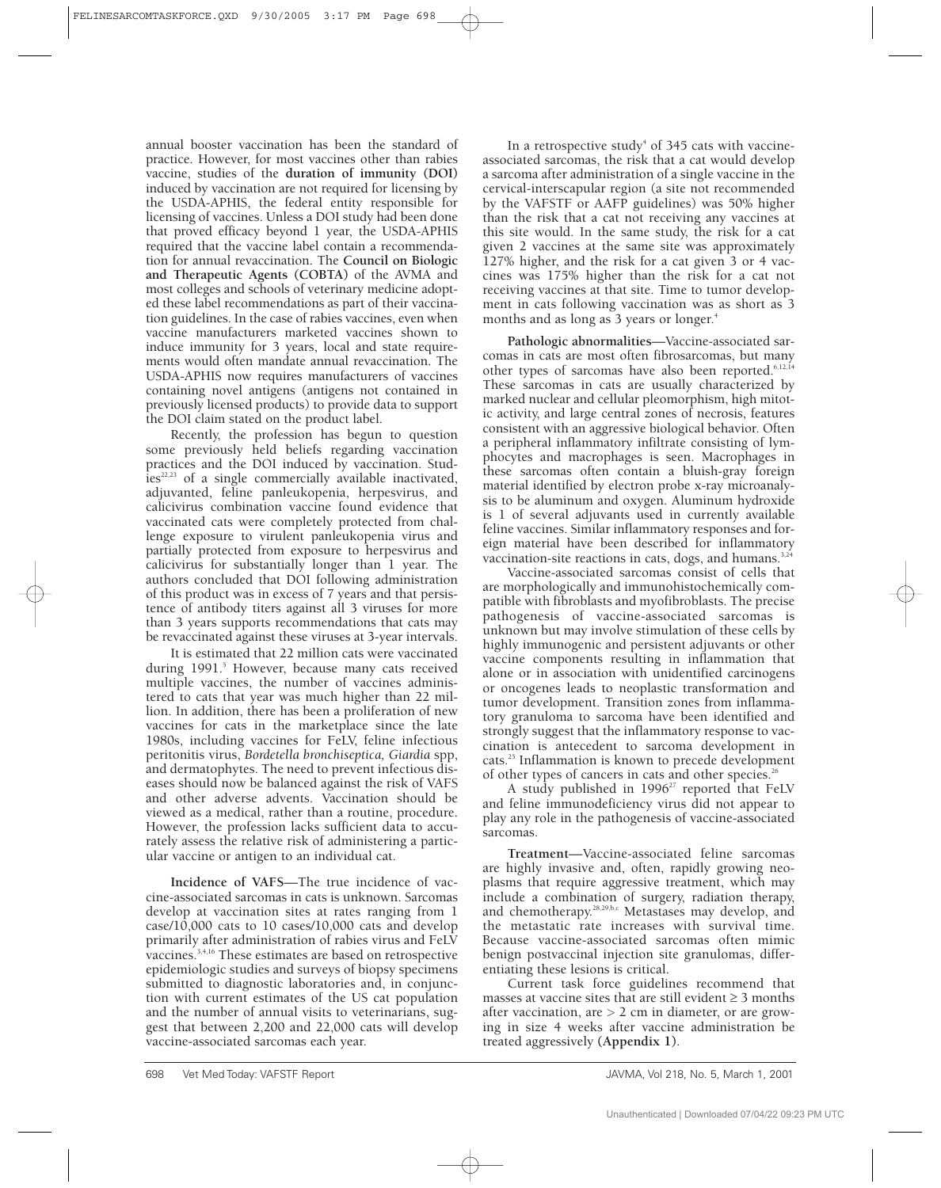annual booster vaccination has been the standard of practice. However, for most vaccines other than rabies vaccine, studies of the **duration of immunity (DOI)** induced by vaccination are not required for licensing by the USDA-APHIS, the federal entity responsible for licensing of vaccines. Unless a DOI study had been done that proved efficacy beyond 1 year, the USDA-APHIS required that the vaccine label contain a recommendation for annual revaccination. The **Council on Biologic and Therapeutic Agents (COBTA)** of the AVMA and most colleges and schools of veterinary medicine adopted these label recommendations as part of their vaccination guidelines. In the case of rabies vaccines, even when vaccine manufacturers marketed vaccines shown to induce immunity for 3 years, local and state requirements would often mandate annual revaccination. The USDA-APHIS now requires manufacturers of vaccines containing novel antigens (antigens not contained in previously licensed products) to provide data to support the DOI claim stated on the product label.

Recently, the profession has begun to question some previously held beliefs regarding vaccination practices and the DOI induced by vaccination. Studies[22,23] of a single commercially available inactivated, adjuvanted, feline panleukopenia, herpesvirus, and calicivirus combination vaccine found evidence that vaccinated cats were completely protected from challenge exposure to virulent panleukopenia virus and partially protected from exposure to herpesvirus and calicivirus for substantially longer than 1 year. The authors concluded that DOI following administration of this product was in excess of 7 years and that persistence of antibody titers against all 3 viruses for more than 3 years supports recommendations that cats may be revaccinated against these viruses at 3-year intervals.

It is estimated that 22 million cats were vaccinated during 1991.[5] However, because many cats received multiple vaccines, the number of vaccines administered to cats that year was much higher than 22 million. In addition, there has been a proliferation of new vaccines for cats in the marketplace since the late 1980s, including vaccines for FeLV, feline infectious peritonitis virus, *Bordetella bronchiseptica, Giardia* spp, and dermatophytes. The need to prevent infectious diseases should now be balanced against the risk of VAFS and other adverse advents. Vaccination should be viewed as a medical, rather than a routine, procedure. However, the profession lacks sufficient data to accurately assess the relative risk of administering a particular vaccine or antigen to an individual cat.

**Incidence of VAFS**—The true incidence of vaccine-associated sarcomas in cats is unknown. Sarcomas develop at vaccination sites at rates ranging from 1 case/10,000 cats to 10 cases/10,000 cats and develop primarily after administration of rabies virus and FeLV vaccines.[3,4,16] These estimates are based on retrospective epidemiologic studies and surveys of biopsy specimens submitted to diagnostic laboratories and, in conjunction with current estimates of the US cat population and the number of annual visits to veterinarians, suggest that between 2,200 and 22,000 cats will develop vaccine-associated sarcomas each year.

In a retrospective study[4] of 345 cats with vaccine-associated sarcomas, the risk that a cat would develop a sarcoma after administration of a single vaccine in the cervical-interscapular region (a site not recommended by the VAFSTF or AAFP guidelines) was 50% higher than the risk that a cat not receiving any vaccines at this site would. In the same study, the risk for a cat given 2 vaccines at the same site was approximately 127% higher, and the risk for a cat given 3 or 4 vaccines was 175% higher than the risk for a cat not receiving vaccines at that site. Time to tumor development in cats following vaccination was as short as 3 months and as long as 3 years or longer.[4]

**Pathologic abnormalities**—Vaccine-associated sarcomas in cats are most often fibrosarcomas, but many other types of sarcomas have also been reported.[6,12,14] These sarcomas in cats are usually characterized by marked nuclear and cellular pleomorphism, high mitotic activity, and large central zones of necrosis, features consistent with an aggressive biological behavior. Often a peripheral inflammatory infiltrate consisting of lymphocytes and macrophages is seen. Macrophages in these sarcomas often contain a bluish-gray foreign material identified by electron probe x-ray microanalysis to be aluminum and oxygen. Aluminum hydroxide is 1 of several adjuvants used in currently available feline vaccines. Similar inflammatory responses and foreign material have been described for inflammatory vaccination-site reactions in cats, dogs, and humans.[3,24]

Vaccine-associated sarcomas consist of cells that are morphologically and immunohistochemically compatible with fibroblasts and myofibroblasts. The precise pathogenesis of vaccine-associated sarcomas is unknown but may involve stimulation of these cells by highly immunogenic and persistent adjuvants or other vaccine components resulting in inflammation that alone or in association with unidentified carcinogens or oncogenes leads to neoplastic transformation and tumor development. Transition zones from inflammatory granuloma to sarcoma have been identified and strongly suggest that the inflammatory response to vaccination is antecedent to sarcoma development in cats.[25] Inflammation is known to precede development of other types of cancers in cats and other species.[26]

A study published in 1996[27] reported that FeLV and feline immunodeficiency virus did not appear to play any role in the pathogenesis of vaccine-associated sarcomas.

**Treatment**—Vaccine-associated feline sarcomas are highly invasive and, often, rapidly growing neoplasms that require aggressive treatment, which may include a combination of surgery, radiation therapy, and chemotherapy.[28,29,b,c] Metastases may develop, and the metastatic rate increases with survival time. Because vaccine-associated sarcomas often mimic benign postvaccinal injection site granulomas, differentiating these lesions is critical.

Current task force guidelines recommend that masses at vaccine sites that are still evident ≥ 3 months after vaccination, are > 2 cm in diameter, or are growing in size 4 weeks after vaccine administration be treated aggressively (**Appendix 1**).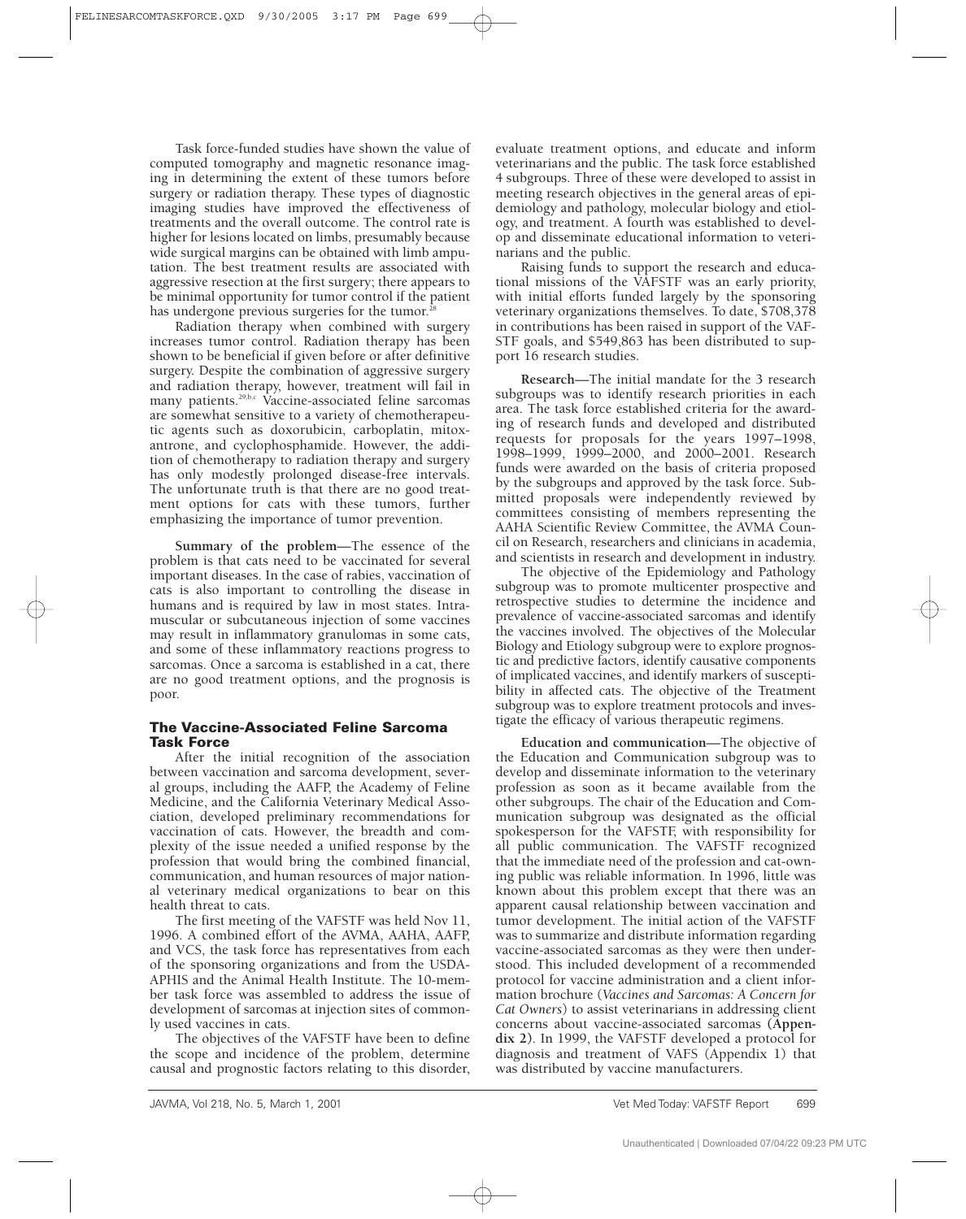Task force-funded studies have shown the value of computed tomography and magnetic resonance imaging in determining the extent of these tumors before surgery or radiation therapy. These types of diagnostic imaging studies have improved the effectiveness of treatments and the overall outcome. The control rate is higher for lesions located on limbs, presumably because wide surgical margins can be obtained with limb amputation. The best treatment results are associated with aggressive resection at the first surgery; there appears to be minimal opportunity for tumor control if the patient has undergone previous surgeries for the tumor.[28]

Radiation therapy when combined with surgery increases tumor control. Radiation therapy has been shown to be beneficial if given before or after definitive surgery. Despite the combination of aggressive surgery and radiation therapy, however, treatment will fail in many patients.[29,b,c] Vaccine-associated feline sarcomas are somewhat sensitive to a variety of chemotherapeutic agents such as doxorubicin, carboplatin, mitoxantrone, and cyclophosphamide. However, the addition of chemotherapy to radiation therapy and surgery has only modestly prolonged disease-free intervals. The unfortunate truth is that there are no good treatment options for cats with these tumors, further emphasizing the importance of tumor prevention.

**Summary of the problem—**The essence of the problem is that cats need to be vaccinated for several important diseases. In the case of rabies, vaccination of cats is also important to controlling the disease in humans and is required by law in most states. Intramuscular or subcutaneous injection of some vaccines may result in inflammatory granulomas in some cats, and some of these inflammatory reactions progress to sarcomas. Once a sarcoma is established in a cat, there are no good treatment options, and the prognosis is poor.

## The Vaccine-Associated Feline Sarcoma Task Force

After the initial recognition of the association between vaccination and sarcoma development, several groups, including the AAFP, the Academy of Feline Medicine, and the California Veterinary Medical Association, developed preliminary recommendations for vaccination of cats. However, the breadth and complexity of the issue needed a unified response by the profession that would bring the combined financial, communication, and human resources of major national veterinary medical organizations to bear on this health threat to cats.

The first meeting of the VAFSTF was held Nov 11, 1996. A combined effort of the AVMA, AAHA, AAFP, and VCS, the task force has representatives from each of the sponsoring organizations and from the USDA-APHIS and the Animal Health Institute. The 10-member task force was assembled to address the issue of development of sarcomas at injection sites of commonly used vaccines in cats.

The objectives of the VAFSTF have been to define the scope and incidence of the problem, determine causal and prognostic factors relating to this disorder, evaluate treatment options, and educate and inform veterinarians and the public. The task force established 4 subgroups. Three of these were developed to assist in meeting research objectives in the general areas of epidemiology and pathology, molecular biology and etiology, and treatment. A fourth was established to develop and disseminate educational information to veterinarians and the public.

Raising funds to support the research and educational missions of the VAFSTF was an early priority, with initial efforts funded largely by the sponsoring veterinary organizations themselves. To date, $708,378 in contributions has been raised in support of the VAFSTF goals, and $549,863 has been distributed to support 16 research studies.

**Research—**The initial mandate for the 3 research subgroups was to identify research priorities in each area. The task force established criteria for the awarding of research funds and developed and distributed requests for proposals for the years 1997–1998, 1998–1999, 1999–2000, and 2000–2001. Research funds were awarded on the basis of criteria proposed by the subgroups and approved by the task force. Submitted proposals were independently reviewed by committees consisting of members representing the AAHA Scientific Review Committee, the AVMA Council on Research, researchers and clinicians in academia, and scientists in research and development in industry.

The objective of the Epidemiology and Pathology subgroup was to promote multicenter prospective and retrospective studies to determine the incidence and prevalence of vaccine-associated sarcomas and identify the vaccines involved. The objectives of the Molecular Biology and Etiology subgroup were to explore prognostic and predictive factors, identify causative components of implicated vaccines, and identify markers of susceptibility in affected cats. The objective of the Treatment subgroup was to explore treatment protocols and investigate the efficacy of various therapeutic regimens.

**Education and communication—**The objective of the Education and Communication subgroup was to develop and disseminate information to the veterinary profession as soon as it became available from the other subgroups. The chair of the Education and Communication subgroup was designated as the official spokesperson for the VAFSTF, with responsibility for all public communication. The VAFSTF recognized that the immediate need of the profession and cat-owning public was reliable information. In 1996, little was known about this problem except that there was an apparent causal relationship between vaccination and tumor development. The initial action of the VAFSTF was to summarize and distribute information regarding vaccine-associated sarcomas as they were then understood. This included development of a recommended protocol for vaccine administration and a client information brochure (*Vaccines and Sarcomas: A Concern for Cat Owners*) to assist veterinarians in addressing client concerns about vaccine-associated sarcomas (**Appendix 2**). In 1999, the VAFSTF developed a protocol for diagnosis and treatment of VAFS (Appendix 1) that was distributed by vaccine manufacturers.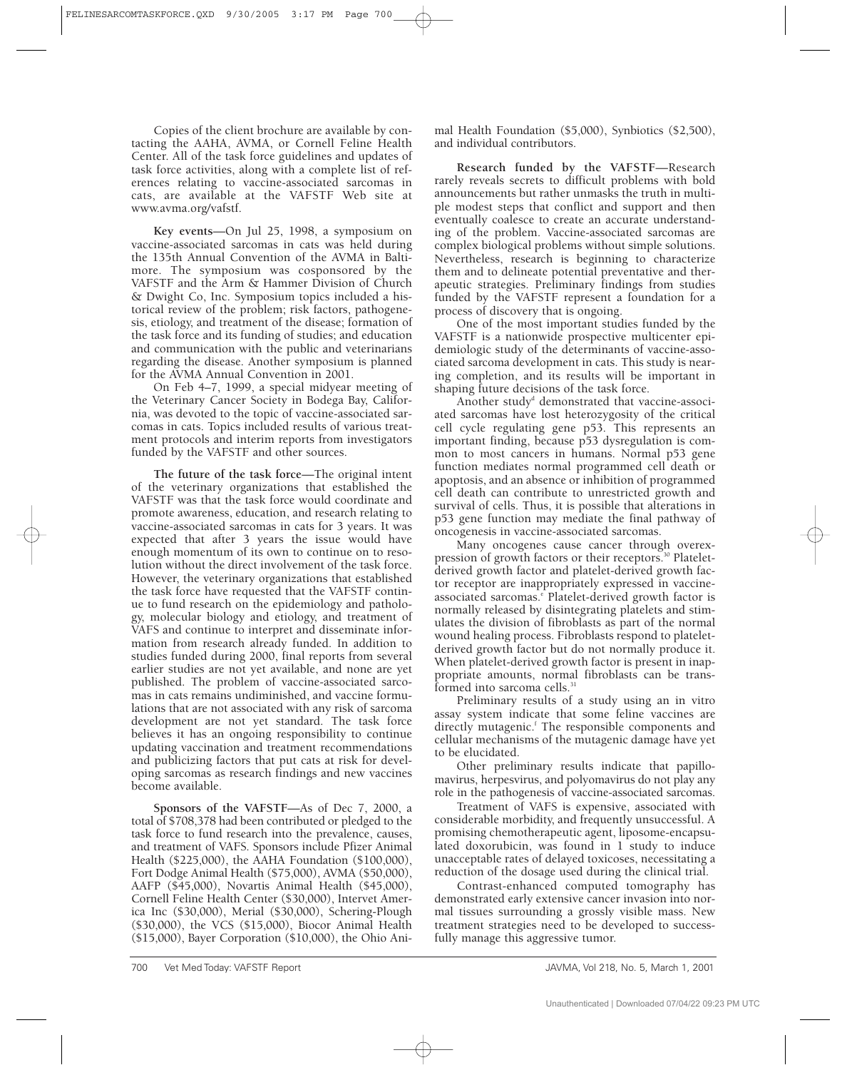Copies of the client brochure are available by contacting the AAHA, AVMA, or Cornell Feline Health Center. All of the task force guidelines and updates of task force activities, along with a complete list of references relating to vaccine-associated sarcomas in cats, are available at the VAFSTF Web site at www.avma.org/vafstf.

**Key events**—On Jul 25, 1998, a symposium on vaccine-associated sarcomas in cats was held during the 135th Annual Convention of the AVMA in Baltimore. The symposium was cosponsored by the VAFSTF and the Arm & Hammer Division of Church & Dwight Co, Inc. Symposium topics included a historical review of the problem; risk factors, pathogenesis, etiology, and treatment of the disease; formation of the task force and its funding of studies; and education and communication with the public and veterinarians regarding the disease. Another symposium is planned for the AVMA Annual Convention in 2001.

On Feb 4–7, 1999, a special midyear meeting of the Veterinary Cancer Society in Bodega Bay, California, was devoted to the topic of vaccine-associated sarcomas in cats. Topics included results of various treatment protocols and interim reports from investigators funded by the VAFSTF and other sources.

**The future of the task force**—The original intent of the veterinary organizations that established the VAFSTF was that the task force would coordinate and promote awareness, education, and research relating to vaccine-associated sarcomas in cats for 3 years. It was expected that after 3 years the issue would have enough momentum of its own to continue on to resolution without the direct involvement of the task force. However, the veterinary organizations that established the task force have requested that the VAFSTF continue to fund research on the epidemiology and pathology, molecular biology and etiology, and treatment of VAFS and continue to interpret and disseminate information from research already funded. In addition to studies funded during 2000, final reports from several earlier studies are not yet available, and none are yet published. The problem of vaccine-associated sarcomas in cats remains undiminished, and vaccine formulations that are not associated with any risk of sarcoma development are not yet standard. The task force believes it has an ongoing responsibility to continue updating vaccination and treatment recommendations and publicizing factors that put cats at risk for developing sarcomas as research findings and new vaccines become available.

**Sponsors of the VAFSTF**—As of Dec 7, 2000, a total of $708,378 had been contributed or pledged to the task force to fund research into the prevalence, causes, and treatment of VAFS. Sponsors include Pfizer Animal Health ($225,000), the AAHA Foundation ($100,000), Fort Dodge Animal Health ($75,000), AVMA ($50,000), AAFP ($45,000), Novartis Animal Health ($45,000), Cornell Feline Health Center ($30,000), Intervet America Inc ($30,000), Merial ($30,000), Schering-Plough ($30,000), the VCS ($15,000), Biocor Animal Health ($15,000), Bayer Corporation ($10,000), the Ohio Animal Health Foundation ($5,000), Synbiotics ($2,500), and individual contributors.

**Research funded by the VAFSTF**—Research rarely reveals secrets to difficult problems with bold announcements but rather unmasks the truth in multiple modest steps that conflict and support and then eventually coalesce to create an accurate understanding of the problem. Vaccine-associated sarcomas are complex biological problems without simple solutions. Nevertheless, research is beginning to characterize them and to delineate potential preventative and therapeutic strategies. Preliminary findings from studies funded by the VAFSTF represent a foundation for a process of discovery that is ongoing.

One of the most important studies funded by the VAFSTF is a nationwide prospective multicenter epidemiologic study of the determinants of vaccine-associated sarcoma development in cats. This study is nearing completion, and its results will be important in shaping future decisions of the task force.

Another study[d] demonstrated that vaccine-associated sarcomas have lost heterozygosity of the critical cell cycle regulating gene p53. This represents an important finding, because p53 dysregulation is common to most cancers in humans. Normal p53 gene function mediates normal programmed cell death or apoptosis, and an absence or inhibition of programmed cell death can contribute to unrestricted growth and survival of cells. Thus, it is possible that alterations in p53 gene function may mediate the final pathway of oncogenesis in vaccine-associated sarcomas.

Many oncogenes cause cancer through overexpression of growth factors or their receptors.[30] Platelet-derived growth factor and platelet-derived growth factor receptor are inappropriately expressed in vaccine-associated sarcomas.[e] Platelet-derived growth factor is normally released by disintegrating platelets and stimulates the division of fibroblasts as part of the normal wound healing process. Fibroblasts respond to platelet-derived growth factor but do not normally produce it. When platelet-derived growth factor is present in inappropriate amounts, normal fibroblasts can be transformed into sarcoma cells.[31]

Preliminary results of a study using an in vitro assay system indicate that some feline vaccines are directly mutagenic.[f] The responsible components and cellular mechanisms of the mutagenic damage have yet to be elucidated.

Other preliminary results indicate that papillomavirus, herpesvirus, and polyomavirus do not play any role in the pathogenesis of vaccine-associated sarcomas.

Treatment of VAFS is expensive, associated with considerable morbidity, and frequently unsuccessful. A promising chemotherapeutic agent, liposome-encapsulated doxorubicin, was found in 1 study to induce unacceptable rates of delayed toxicoses, necessitating a reduction of the dosage used during the clinical trial.

Contrast-enhanced computed tomography has demonstrated early extensive cancer invasion into normal tissues surrounding a grossly visible mass. New treatment strategies need to be developed to successfully manage this aggressive tumor.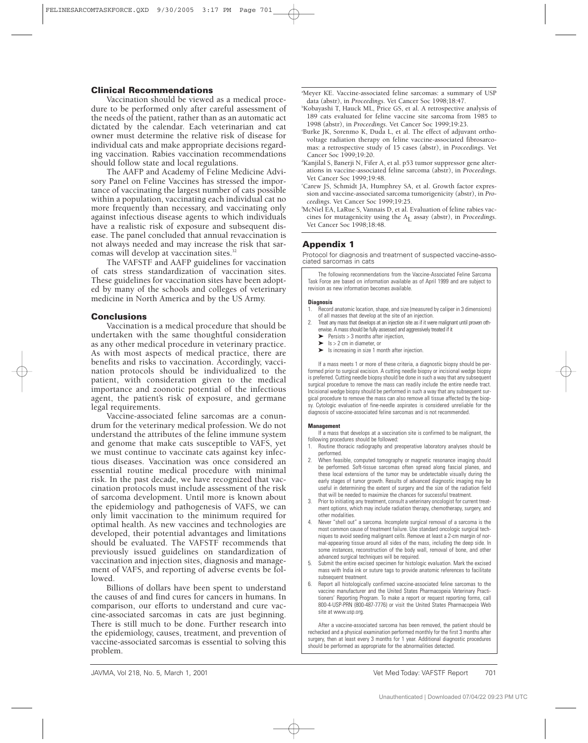## Clinical Recommendations

Vaccination should be viewed as a medical procedure to be performed only after careful assessment of the needs of the patient, rather than as an automatic act dictated by the calendar. Each veterinarian and cat owner must determine the relative risk of disease for individual cats and make appropriate decisions regarding vaccination. Rabies vaccination recommendations should follow state and local regulations.

The AAFP and Academy of Feline Medicine Advisory Panel on Feline Vaccines has stressed the importance of vaccinating the largest number of cats possible within a population, vaccinating each individual cat no more frequently than necessary, and vaccinating only against infectious disease agents to which individuals have a realistic risk of exposure and subsequent disease. The panel concluded that annual revaccination is not always needed and may increase the risk that sarcomas will develop at vaccination sites.[32]

The VAFSTF and AAFP guidelines for vaccination of cats stress standardization of vaccination sites. These guidelines for vaccination sites have been adopted by many of the schools and colleges of veterinary medicine in North America and by the US Army.

## Conclusions

Vaccination is a medical procedure that should be undertaken with the same thoughtful consideration as any other medical procedure in veterinary practice. As with most aspects of medical practice, there are benefits and risks to vaccination. Accordingly, vaccination protocols should be individualized to the patient, with consideration given to the medical importance and zoonotic potential of the infectious agent, the patient's risk of exposure, and germane legal requirements.

Vaccine-associated feline sarcomas are a conundrum for the veterinary medical profession. We do not understand the attributes of the feline immune system and genome that make cats susceptible to VAFS, yet we must continue to vaccinate cats against key infectious diseases. Vaccination was once considered an essential routine medical procedure with minimal risk. In the past decade, we have recognized that vaccination protocols must include assessment of the risk of sarcoma development. Until more is known about the epidemiology and pathogenesis of VAFS, we can only limit vaccination to the minimum required for optimal health. As new vaccines and technologies are developed, their potential advantages and limitations should be evaluated. The VAFSTF recommends that previously issued guidelines on standardization of vaccination and injection sites, diagnosis and management of VAFS, and reporting of adverse events be followed.

Billions of dollars have been spent to understand the causes of and find cures for cancers in humans. In comparison, our efforts to understand and cure vaccine-associated sarcomas in cats are just beginning. There is still much to be done. Further research into the epidemiology, causes, treatment, and prevention of vaccine-associated sarcomas is essential to solving this problem.

---

[a] Meyer KE. Vaccine-associated feline sarcomas: a summary of USP data (abstr), in *Proceedings*. Vet Cancer Soc 1998;18:47.

[b] Kobayashi T, Hauck ML, Price GS, et al. A retrospective analysis of 189 cats evaluated for feline vaccine site sarcoma from 1985 to 1998 (abstr), in *Proceedings*. Vet Cancer Soc 1999;19:23.

[c] Burke JK, Sorenmo K, Duda L, et al. The effect of adjuvant orthovoltage radiation therapy on feline vaccine-associated fibrosarcomas: a retrospective study of 15 cases (abstr), in *Proceedings*. Vet Cancer Soc 1999;19:20.

[d] Kanjilal S, Banerji N, Fifer A, et al. p53 tumor suppressor gene alterations in vaccine-associated feline sarcoma (abstr), in *Proceedings*. Vet Cancer Soc 1999;19:48.

[e] Carew JS, Schmidt JA, Humphrey SA, et al. Growth factor expression and vaccine-associated sarcoma tumorigenicity (abstr), in *Proceedings*. Vet Cancer Soc 1999;19:25.

[f] McNiel EA, LaRue S, Vannais D, et al. Evaluation of feline rabies vaccines for mutagenicity using the $A_L$ assay (abstr), in *Proceedings*. Vet Cancer Soc 1998;18:48.

## Appendix 1

Protocol for diagnosis and treatment of suspected vaccine-associated sarcomas in cats

The following recommendations from the Vaccine-Associated Feline Sarcoma Task Force are based on information available as of April 1999 and are subject to revision as new information becomes available.

**Diagnosis**

1. Record anatomic location, shape, and size (measured by caliper in 3 dimensions) of all masses that develop at the site of an injection.
2. Treat any mass that develops at an injection site as if it were malignant until proven otherwise. A mass should be fully assessed and aggressively treated if it
   - Persists > 3 months after injection,
   - Is > 2 cm in diameter, or
   - Is increasing in size 1 month after injection.

If a mass meets 1 or more of these criteria, a diagnostic biopsy should be performed prior to surgical excision. A cutting needle biopsy or incisional wedge biopsy is preferred. Cutting needle biopsy should be done in such a way that any subsequent surgical procedure to remove the mass can readily include the entire needle tract. Incisional wedge biopsy should be performed in such a way that any subsequent surgical procedure to remove the mass can also remove all tissue affected by the biopsy. Cytologic evaluation of fine-needle aspirates is considered unreliable for the diagnosis of vaccine-associated feline sarcomas and is not recommended.

**Management**

If a mass that develops at a vaccination site is confirmed to be malignant, the following procedures should be followed:

1. Routine thoracic radiography and preoperative laboratory analyses should be performed.
2. When feasible, computed tomography or magnetic resonance imaging should be performed. Soft-tissue sarcomas often spread along fascial planes, and these local extensions of the tumor may be undetectable visually during the early stages of tumor growth. Results of advanced diagnostic imaging may be useful in determining the extent of surgery and the size of the radiation field that will be needed to maximize the chances for successful treatment.
3. Prior to initiating any treatment, consult a veterinary oncologist for current treatment options, which may include radiation therapy, chemotherapy, surgery, and other modalities.
4. Never "shell out" a sarcoma. Incomplete surgical removal of a sarcoma is the most common cause of treatment failure. Use standard oncologic surgical techniques to avoid seeding malignant cells. Remove at least a 2-cm margin of normal-appearing tissue around all sides of the mass, including the deep side. In some instances, reconstruction of the body wall, removal of bone, and other advanced surgical techniques will be required.
5. Submit the entire excised specimen for histologic evaluation. Mark the excised mass with India ink or suture tags to provide anatomic references to facilitate subsequent treatment.
6. Report all histologically confirmed vaccine-associated feline sarcomas to the vaccine manufacturer and the United States Pharmacopeia Veterinary Practitioners' Reporting Program. To make a report or request reporting forms, call 800-4-USP-PRN (800-487-7776) or visit the United States Pharmacopeia Web site at www.usp.org.

After a vaccine-associated sarcoma has been removed, the patient should be rechecked and a physical examination performed monthly for the first 3 months after surgery, then at least every 3 months for 1 year. Additional diagnostic procedures should be performed as appropriate for the abnormalities detected.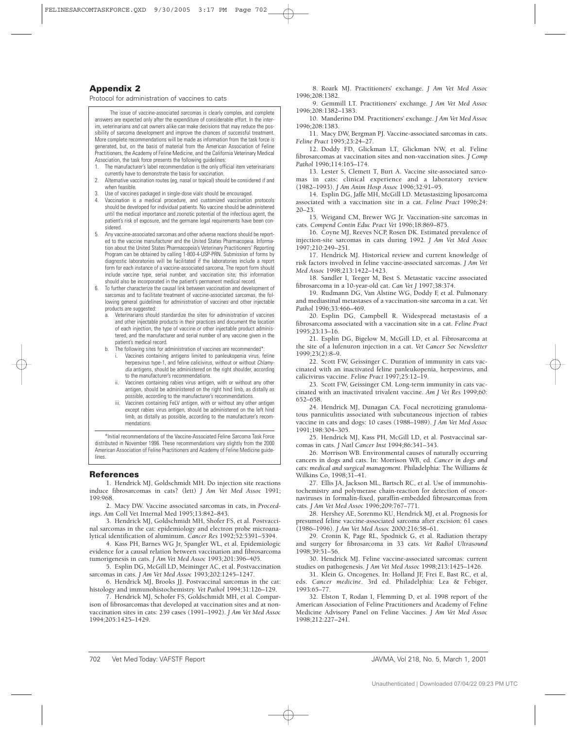## Appendix 2

Protocol for administration of vaccines to cats

The issue of vaccine-associated sarcomas is clearly complex, and complete answers are expected only after the expenditure of considerable effort. In the interim, veterinarians and cat owners alike can make decisions that may reduce the possibility of sarcoma development and improve the chances of successful treatment. More complete recommendations will be made as information from the task force is generated, but, on the basis of material from the American Association of Feline Practitioners, the Academy of Feline Medicine, and the California Veterinary Medical Association, the task force presents the following guidelines:

1. The manufacturer's label recommendation is the only official item veterinarians currently have to demonstrate the basis for vaccination.
2. Alternative vaccination routes (eg, nasal or topical) should be considered if and when feasible.
3. Use of vaccines packaged in single-dose vials should be encouraged.
4. Vaccination is a medical procedure, and customized vaccination protocols should be developed for individual patients. No vaccine should be administered until the medical importance and zoonotic potential of the infectious agent, the patient's risk of exposure, and the germane legal requirements have been considered.
5. Any vaccine-associated sarcomas and other adverse reactions should be reported to the vaccine manufacturer and the United States Pharmacopeia. Information about the United States Pharmacopeia's Veterinary Practitioners' Reporting Program can be obtained by calling 1-800-4-USP-PRN. Submission of forms by diagnostic laboratories will be facilitated if the laboratories include a report form for each instance of a vaccine-associated sarcoma. The report form should include vaccine type, serial number, and vaccination site; this information should also be incorporated in the patient's permanent medical record.
6. To further characterize the causal link between vaccination and development of sarcomas and to facilitate treatment of vaccine-associated sarcomas, the following general guidelines for administration of vaccines and other injectable products are suggested:
   a. Veterinarians should standardize the sites for administration of vaccines and other injectable products in their practices and document the location of each injection, the type of vaccine or other injectable product administered, and the manufacturer and serial number of any vaccine given in the patient's medical record.
   b. The following sites for administration of vaccines are recommended*:
      i. Vaccines containing antigens limited to panleukopenia virus, feline herpesvirus type-1, and feline calicivirus, without or without *Chlamydia* antigens, should be administered on the right shoulder, according to the manufacturer's recommendations.
      ii. Vaccines containing rabies virus antigen, with or without any other antigen, should be administered on the right hind limb, as distally as possible, according to the manufacturer's recommendations.
      iii. Vaccines containing FeLV antigen, with or without any other antigen except rabies virus antigen, should be administered on the left hind limb, as distally as possible, according to the manufacturer's recommendations.

*Initial recommendations of the Vaccine-Associated Feline Sarcoma Task Force distributed in November 1996. These recommendations vary slightly from the 2000 American Association of Feline Practitioners and Academy of Feline Medicine guidelines.

## References

1. Hendrick MJ, Goldschmidt MH. Do injection site reactions induce fibrosarcomas in cats? (lett) *J Am Vet Med Assoc* 1991; 199:968.
2. Macy DW. Vaccine associated sarcomas in cats, in *Proceedings*. Am Coll Vet Internal Med 1995;13:842–843.
3. Hendrick MJ, Goldschmidt MH, Shofer FS, et al. Postvaccinal sarcomas in the cat: epidemiology and electron probe microanalytical identification of aluminum. *Cancer Res* 1992;52:5391–5394.
4. Kass PH, Barnes WG Jr, Spangler WL, et al. Epidemiologic evidence for a causal relation between vaccination and fibrosarcoma tumorigenesis in cats. *J Am Vet Med Assoc* 1993;201:396–405.
5. Esplin DG, McGill LD, Meininger AC, et al. Postvaccination sarcomas in cats. *J Am Vet Med Assoc* 1993;202:1245–1247.
6. Hendrick MJ, Brooks JJ. Postvaccinal sarcomas in the cat: histology and immunohistochemistry. *Vet Pathol* 1994;31:126–129.
7. Hendrick MJ, Schofer FS, Goldschmidt MH, et al. Comparison of fibrosarcomas that developed at vaccination sites and at nonvaccination sites in cats: 239 cases (1991–1992). *J Am Vet Med Assoc* 1994;205:1425–1429.
8. Roark MJ. Practitioners' exchange. *J Am Vet Med Assoc* 1996;208:1382.
9. Gemmill LT. Practitioners' exchange. *J Am Vet Med Assoc* 1996;208:1382–1383.
10. Manderino DM. Practitioners' exchange. *J Am Vet Med Assoc* 1996;208:1383.
11. Macy DW, Bergman PJ. Vaccine-associated sarcomas in cats. *Feline Pract* 1995;23:24–27.
12. Doddy FD, Glickman LT, Glickman NW, et al. Feline fibrosarcomas at vaccination sites and non-vaccination sites. *J Comp Pathol* 1996;114:165–174.
13. Lester S, Clemett T, Burt A. Vaccine site-associated sarcomas in cats: clinical experience and a laboratory review (1982–1993). *J Am Anim Hosp Assoc* 1996;32:91–95.
14. Esplin DG, Jaffe MH, McGill LD. Metastasizing liposarcoma associated with a vaccination site in a cat. *Feline Pract* 1996;24: 20–23.
15. Weigand CM, Brewer WG Jr. Vaccination-site sarcomas in cats. *Compend Contin Educ Pract Vet* 1996;18:869–875.
16. Coyne MJ, Reeves NCP, Rosen DK. Estimated prevalence of injection-site sarcomas in cats during 1992. *J Am Vet Med Assoc* 1997;210:249–251.
17. Hendrick MJ. Historical review and current knowledge of risk factors involved in feline vaccine-associated sarcomas. *J Am Vet Med Assoc* 1998;213:1422–1423.
18. Sandler I, Teeger M, Best S. Metastatic vaccine associated fibrosarcoma in a 10-year-old cat. *Can Vet J* 1997;38:374.
19. Rudmann DG, Van Alstine WG, Doddy F, et al. Pulmonary and mediastinal metastases of a vaccination-site sarcoma in a cat. *Vet Pathol* 1996;33:466–469.
20. Esplin DG, Campbell R. Widespread metastasis of a fibrosarcoma associated with a vaccination site in a cat. *Feline Pract* 1995;23:13–16.
21. Esplin DG, Bigelow M, McGill LD, et al. Fibrosarcoma at the site of a lufenuron injection in a cat. *Vet Cancer Soc Newsletter* 1999;23(2):8–9.
22. Scott FW, Geissinger C. Duration of immunity in cats vaccinated with an inactivated feline panleukopenia, herpesvirus, and calicivirus vaccine. *Feline Pract* 1997;25:12–19.
23. Scott FW, Geissinger CM. Long-term immunity in cats vaccinated with an inactivated trivalent vaccine. *Am J Vet Res* 1999;60: 652–658.
24. Hendrick MJ, Dunagan CA. Focal necrotizing granulomatous panniculitis associated with subcutaneous injection of rabies vaccine in cats and dogs: 10 cases (1988–1989). *J Am Vet Med Assoc* 1991;198:304–305.
25. Hendrick MJ, Kass PH, McGill LD, et al. Postvaccinal sarcomas in cats. *J Natl Cancer Inst* 1994;86:341–343.
26. Morrison WB. Environmental causes of naturally occurring cancers in dogs and cats. In: Morrison WB, ed. *Cancer in dogs and cats: medical and surgical management*. Philadelphia: The Williams & Wilkins Co, 1998;31–41.
27. Ellis JA, Jackson ML, Bartsch RC, et al. Use of immunohistochemistry and polymerase chain-reaction for detection of oncornaviruses in formalin-fixed, paraffin-embedded fibrosarcomas from cats. *J Am Vet Med Assoc* 1996;209:767–771.
28. Hershey AE, Sorenmo KU, Hendrick MJ, et al. Prognosis for presumed feline vaccine-associated sarcoma after excision: 61 cases (1986–1996). *J Am Vet Med Assoc* 2000;216:58–61.
29. Cronin K, Page RL, Spodnick G, et al. Radiation therapy and surgery for fibrosarcoma in 33 cats. *Vet Radiol Ultrasound* 1998;39:51–56.
30. Hendrick MJ. Feline vaccine-associated sarcomas: current studies on pathogenesis. *J Am Vet Med Assoc* 1998;213:1425–1426.
31. Klein G. Oncogenes. In: Holland JF, Frei E, Bast RC, et al, eds. *Cancer medicine*. 3rd ed. Philadelphia: Lea & Febiger, 1993:65–77.
32. Elston T, Rodan I, Flemming D, et al. 1998 report of the American Association of Feline Practitioners and Academy of Feline Medicine Advisory Panel on Feline Vaccines. *J Am Vet Med Assoc* 1998;212:227–241.